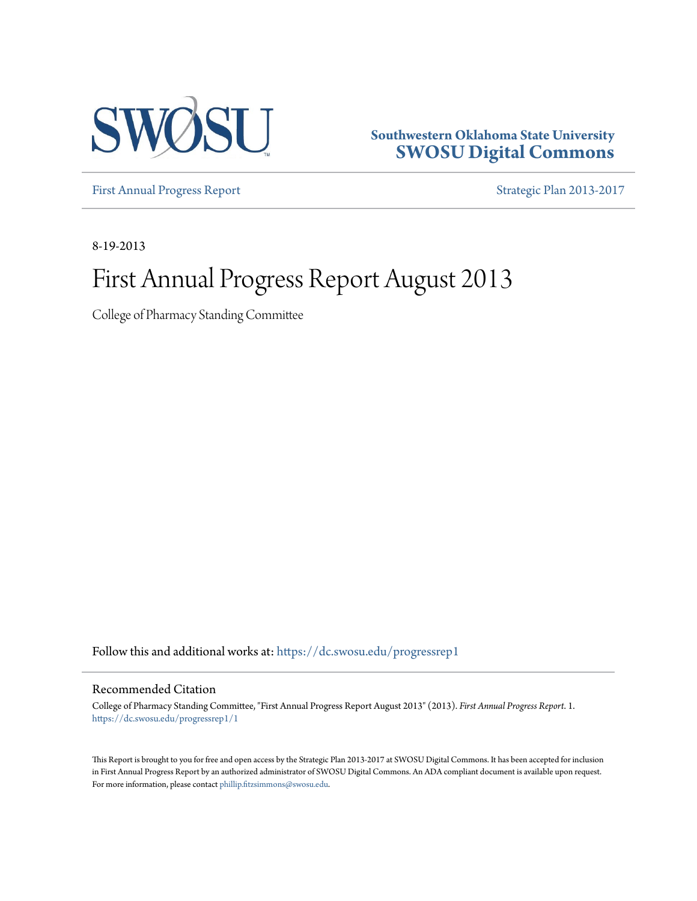Southwestern Oklahoma State University
**SWOSU Digital Commons**

First Annual Progress Report | Strategic Plan 2013-2017

8-19-2013

# First Annual Progress Report August 2013

College of Pharmacy Standing Committee

Follow this and additional works at: https://dc.swosu.edu/progressrep1

## Recommended Citation

College of Pharmacy Standing Committee, "First Annual Progress Report August 2013" (2013). *First Annual Progress Report*. 1.
https://dc.swosu.edu/progressrep1/1

This Report is brought to you for free and open access by the Strategic Plan 2013-2017 at SWOSU Digital Commons. It has been accepted for inclusion in First Annual Progress Report by an authorized administrator of SWOSU Digital Commons. An ADA compliant document is available upon request. For more information, please contact phillip.fitzsimmons@swosu.edu.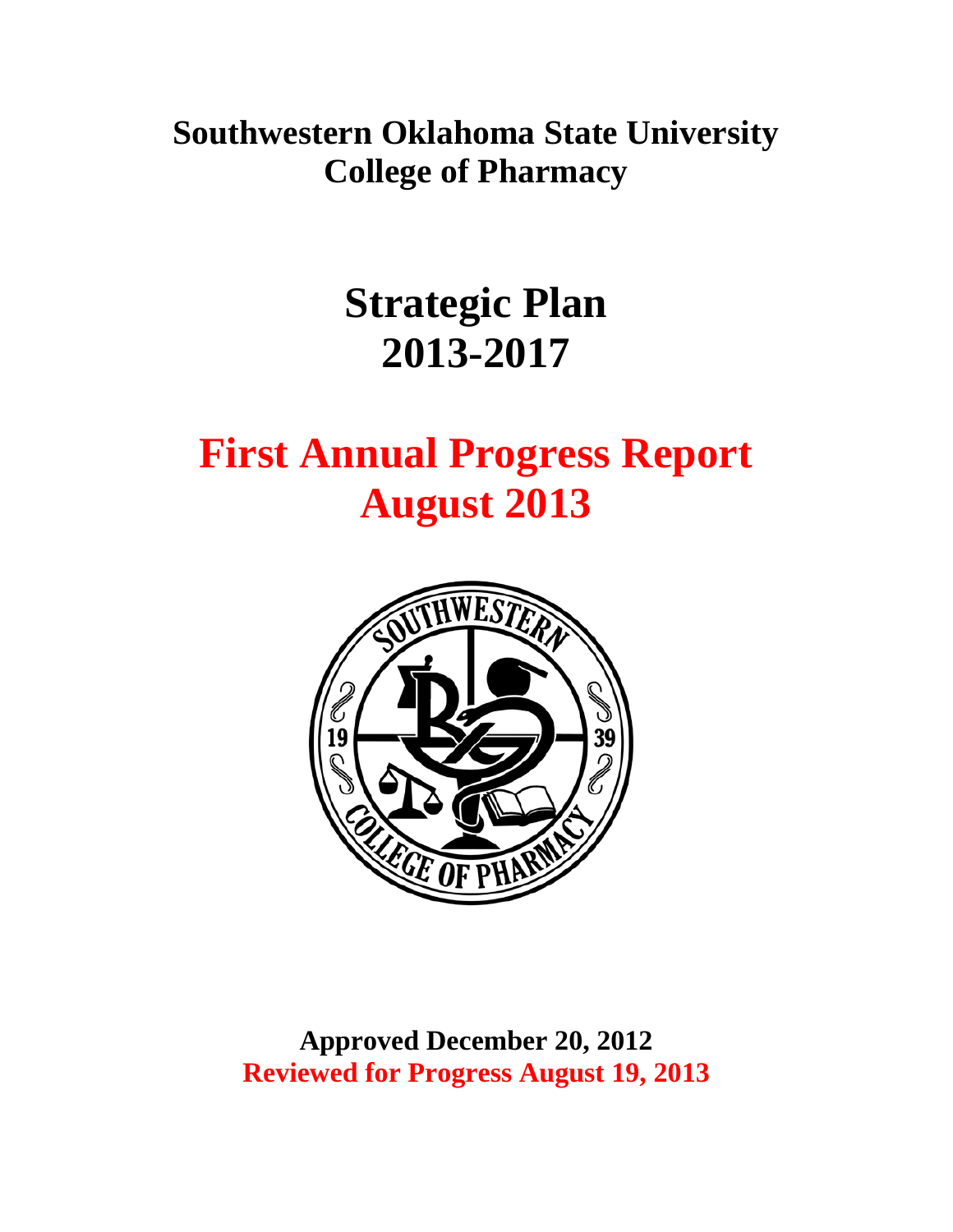# Southwestern Oklahoma State University College of Pharmacy

# Strategic Plan 2013-2017

# First Annual Progress Report August 2013

**Approved December 20, 2012**

**Reviewed for Progress August 19, 2013**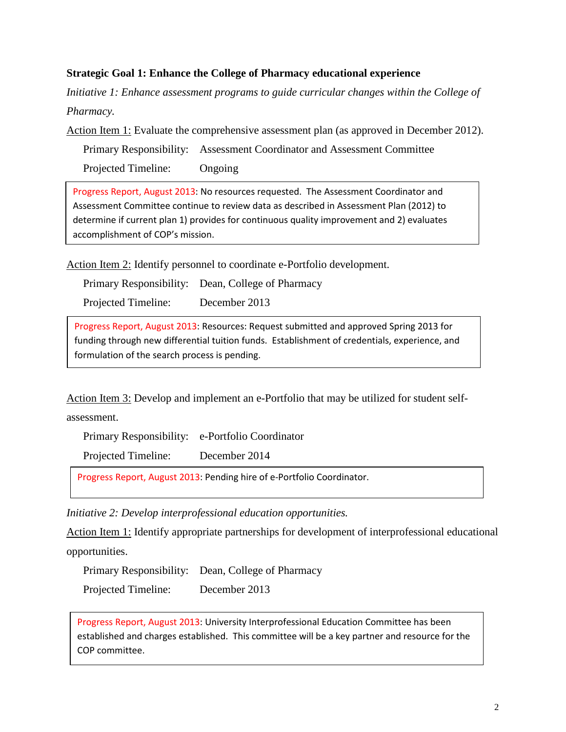**Strategic Goal 1: Enhance the College of Pharmacy educational experience**

*Initiative 1: Enhance assessment programs to guide curricular changes within the College of Pharmacy.*

Action Item 1: Evaluate the comprehensive assessment plan (as approved in December 2012).

Primary Responsibility: Assessment Coordinator and Assessment Committee

Projected Timeline: Ongoing

> Progress Report, August 2013: No resources requested. The Assessment Coordinator and Assessment Committee continue to review data as described in Assessment Plan (2012) to determine if current plan 1) provides for continuous quality improvement and 2) evaluates accomplishment of COP's mission.

Action Item 2: Identify personnel to coordinate e-Portfolio development.

Primary Responsibility: Dean, College of Pharmacy

Projected Timeline: December 2013

> Progress Report, August 2013: Resources: Request submitted and approved Spring 2013 for funding through new differential tuition funds. Establishment of credentials, experience, and formulation of the search process is pending.

Action Item 3: Develop and implement an e-Portfolio that may be utilized for student self-assessment.

Primary Responsibility: e-Portfolio Coordinator

Projected Timeline: December 2014

> Progress Report, August 2013: Pending hire of e-Portfolio Coordinator.

*Initiative 2: Develop interprofessional education opportunities.*

Action Item 1: Identify appropriate partnerships for development of interprofessional educational opportunities.

Primary Responsibility: Dean, College of Pharmacy

Projected Timeline: December 2013

> Progress Report, August 2013: University Interprofessional Education Committee has been established and charges established. This committee will be a key partner and resource for the COP committee.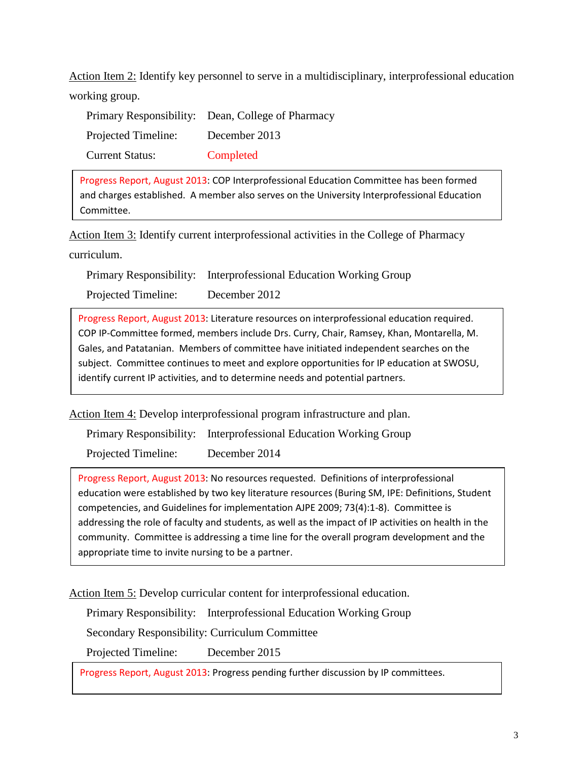Action Item 2: Identify key personnel to serve in a multidisciplinary, interprofessional education working group.

Primary Responsibility: Dean, College of Pharmacy

Projected Timeline: December 2013

Current Status: Completed

> Progress Report, August 2013: COP Interprofessional Education Committee has been formed and charges established. A member also serves on the University Interprofessional Education Committee.

Action Item 3: Identify current interprofessional activities in the College of Pharmacy curriculum.

Primary Responsibility: Interprofessional Education Working Group

Projected Timeline: December 2012

> Progress Report, August 2013: Literature resources on interprofessional education required. COP IP-Committee formed, members include Drs. Curry, Chair, Ramsey, Khan, Montarella, M. Gales, and Patatanian. Members of committee have initiated independent searches on the subject. Committee continues to meet and explore opportunities for IP education at SWOSU, identify current IP activities, and to determine needs and potential partners.

Action Item 4: Develop interprofessional program infrastructure and plan.

Primary Responsibility: Interprofessional Education Working Group

Projected Timeline: December 2014

> Progress Report, August 2013: No resources requested. Definitions of interprofessional education were established by two key literature resources (Buring SM, IPE: Definitions, Student competencies, and Guidelines for implementation AJPE 2009; 73(4):1-8). Committee is addressing the role of faculty and students, as well as the impact of IP activities on health in the community. Committee is addressing a time line for the overall program development and the appropriate time to invite nursing to be a partner.

Action Item 5: Develop curricular content for interprofessional education.

Primary Responsibility: Interprofessional Education Working Group

Secondary Responsibility: Curriculum Committee

Projected Timeline: December 2015

> Progress Report, August 2013: Progress pending further discussion by IP committees.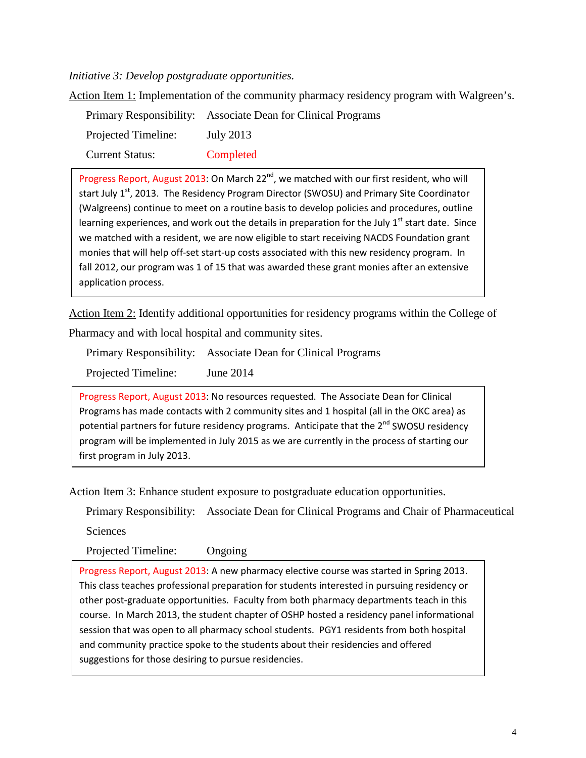*Initiative 3: Develop postgraduate opportunities.*

Action Item 1: Implementation of the community pharmacy residency program with Walgreen's.

Primary Responsibility: Associate Dean for Clinical Programs

Projected Timeline: July 2013

Current Status: Completed

> Progress Report, August 2013: On March 22nd, we matched with our first resident, who will start July 1st, 2013. The Residency Program Director (SWOSU) and Primary Site Coordinator (Walgreens) continue to meet on a routine basis to develop policies and procedures, outline learning experiences, and work out the details in preparation for the July 1st start date. Since we matched with a resident, we are now eligible to start receiving NACDS Foundation grant monies that will help off-set start-up costs associated with this new residency program. In fall 2012, our program was 1 of 15 that was awarded these grant monies after an extensive application process.

Action Item 2: Identify additional opportunities for residency programs within the College of Pharmacy and with local hospital and community sites.

Primary Responsibility: Associate Dean for Clinical Programs

Projected Timeline: June 2014

> Progress Report, August 2013: No resources requested. The Associate Dean for Clinical Programs has made contacts with 2 community sites and 1 hospital (all in the OKC area) as potential partners for future residency programs. Anticipate that the 2nd SWOSU residency program will be implemented in July 2015 as we are currently in the process of starting our first program in July 2013.

Action Item 3: Enhance student exposure to postgraduate education opportunities.

Primary Responsibility: Associate Dean for Clinical Programs and Chair of Pharmaceutical Sciences

Projected Timeline: Ongoing

> Progress Report, August 2013: A new pharmacy elective course was started in Spring 2013. This class teaches professional preparation for students interested in pursuing residency or other post-graduate opportunities. Faculty from both pharmacy departments teach in this course. In March 2013, the student chapter of OSHP hosted a residency panel informational session that was open to all pharmacy school students. PGY1 residents from both hospital and community practice spoke to the students about their residencies and offered suggestions for those desiring to pursue residencies.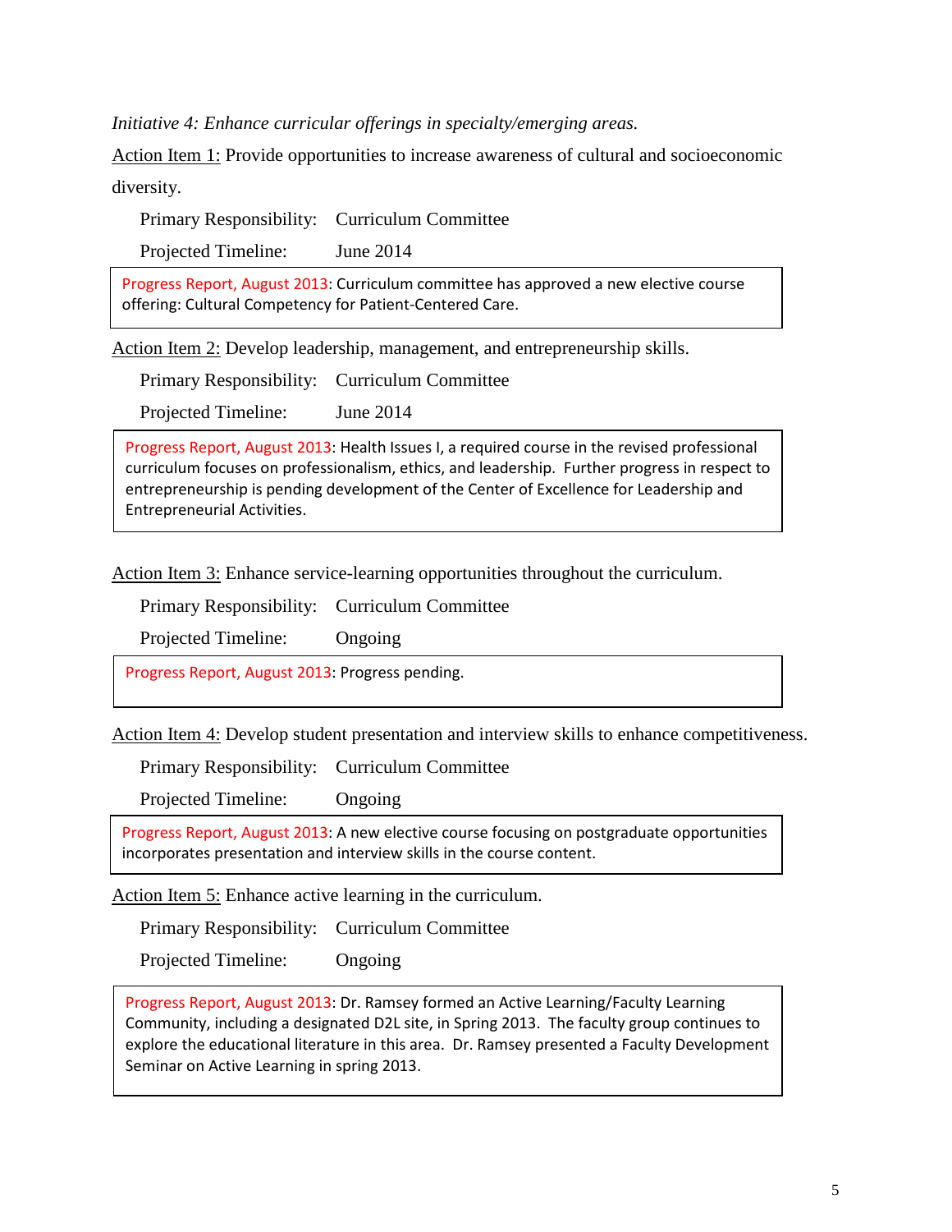*Initiative 4: Enhance curricular offerings in specialty/emerging areas.*

<u>Action Item 1:</u> Provide opportunities to increase awareness of cultural and socioeconomic diversity.

Primary Responsibility: Curriculum Committee

Projected Timeline: June 2014

> Progress Report, August 2013: Curriculum committee has approved a new elective course offering: Cultural Competency for Patient-Centered Care.

<u>Action Item 2:</u> Develop leadership, management, and entrepreneurship skills.

Primary Responsibility: Curriculum Committee

Projected Timeline: June 2014

> Progress Report, August 2013: Health Issues I, a required course in the revised professional curriculum focuses on professionalism, ethics, and leadership. Further progress in respect to entrepreneurship is pending development of the Center of Excellence for Leadership and Entrepreneurial Activities.

<u>Action Item 3:</u> Enhance service-learning opportunities throughout the curriculum.

Primary Responsibility: Curriculum Committee

Projected Timeline: Ongoing

> Progress Report, August 2013: Progress pending.

<u>Action Item 4:</u> Develop student presentation and interview skills to enhance competitiveness.

Primary Responsibility: Curriculum Committee

Projected Timeline: Ongoing

> Progress Report, August 2013: A new elective course focusing on postgraduate opportunities incorporates presentation and interview skills in the course content.

<u>Action Item 5:</u> Enhance active learning in the curriculum.

Primary Responsibility: Curriculum Committee

Projected Timeline: Ongoing

> Progress Report, August 2013: Dr. Ramsey formed an Active Learning/Faculty Learning Community, including a designated D2L site, in Spring 2013. The faculty group continues to explore the educational literature in this area. Dr. Ramsey presented a Faculty Development Seminar on Active Learning in spring 2013.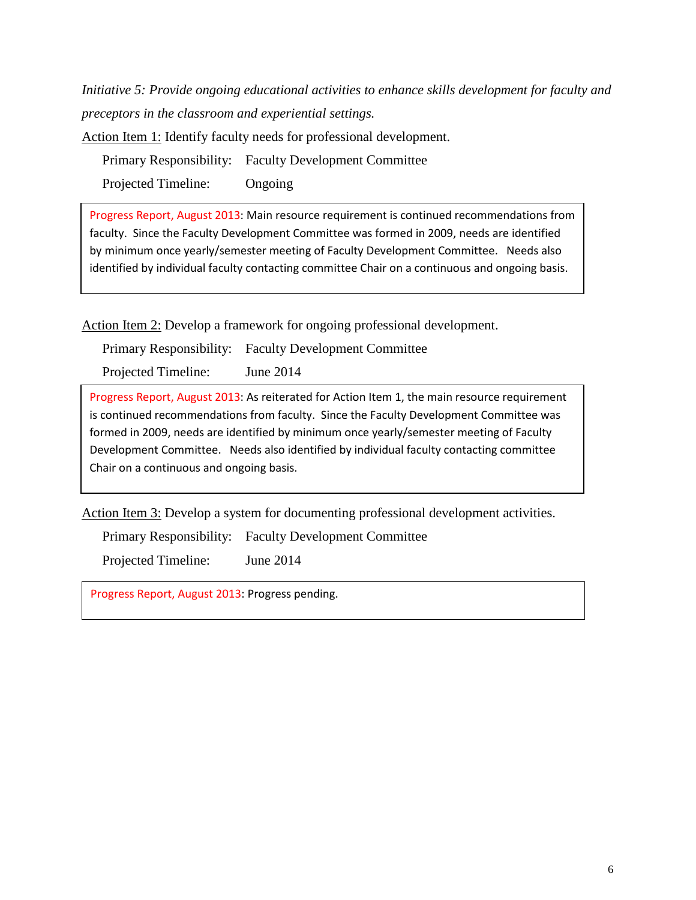*Initiative 5: Provide ongoing educational activities to enhance skills development for faculty and preceptors in the classroom and experiential settings.*

Action Item 1: Identify faculty needs for professional development.

Primary Responsibility: Faculty Development Committee

Projected Timeline: Ongoing

> Progress Report, August 2013: Main resource requirement is continued recommendations from faculty. Since the Faculty Development Committee was formed in 2009, needs are identified by minimum once yearly/semester meeting of Faculty Development Committee. Needs also identified by individual faculty contacting committee Chair on a continuous and ongoing basis.

Action Item 2: Develop a framework for ongoing professional development.

Primary Responsibility: Faculty Development Committee

Projected Timeline: June 2014

> Progress Report, August 2013: As reiterated for Action Item 1, the main resource requirement is continued recommendations from faculty. Since the Faculty Development Committee was formed in 2009, needs are identified by minimum once yearly/semester meeting of Faculty Development Committee. Needs also identified by individual faculty contacting committee Chair on a continuous and ongoing basis.

Action Item 3: Develop a system for documenting professional development activities.

Primary Responsibility: Faculty Development Committee

Projected Timeline: June 2014

> Progress Report, August 2013: Progress pending.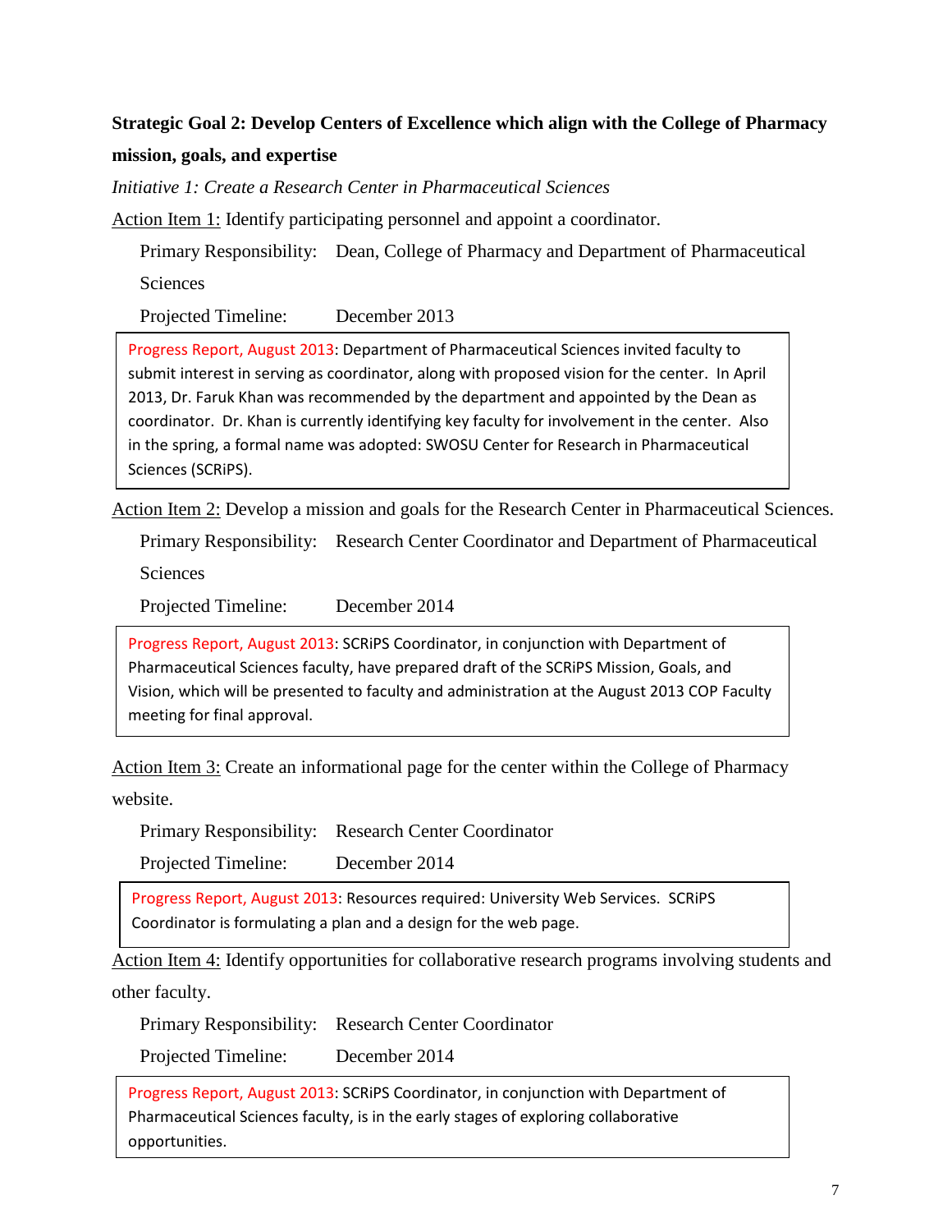**Strategic Goal 2: Develop Centers of Excellence which align with the College of Pharmacy mission, goals, and expertise**

*Initiative 1: Create a Research Center in Pharmaceutical Sciences*

Action Item 1: Identify participating personnel and appoint a coordinator.

Primary Responsibility: Dean, College of Pharmacy and Department of Pharmaceutical Sciences

Projected Timeline: December 2013

> Progress Report, August 2013: Department of Pharmaceutical Sciences invited faculty to submit interest in serving as coordinator, along with proposed vision for the center. In April 2013, Dr. Faruk Khan was recommended by the department and appointed by the Dean as coordinator. Dr. Khan is currently identifying key faculty for involvement in the center. Also in the spring, a formal name was adopted: SWOSU Center for Research in Pharmaceutical Sciences (SCRiPS).

Action Item 2: Develop a mission and goals for the Research Center in Pharmaceutical Sciences.

Primary Responsibility: Research Center Coordinator and Department of Pharmaceutical Sciences

Projected Timeline: December 2014

> Progress Report, August 2013: SCRiPS Coordinator, in conjunction with Department of Pharmaceutical Sciences faculty, have prepared draft of the SCRiPS Mission, Goals, and Vision, which will be presented to faculty and administration at the August 2013 COP Faculty meeting for final approval.

Action Item 3: Create an informational page for the center within the College of Pharmacy website.

Primary Responsibility: Research Center Coordinator

Projected Timeline: December 2014

> Progress Report, August 2013: Resources required: University Web Services. SCRiPS Coordinator is formulating a plan and a design for the web page.

Action Item 4: Identify opportunities for collaborative research programs involving students and other faculty.

Primary Responsibility: Research Center Coordinator

Projected Timeline: December 2014

> Progress Report, August 2013: SCRiPS Coordinator, in conjunction with Department of Pharmaceutical Sciences faculty, is in the early stages of exploring collaborative opportunities.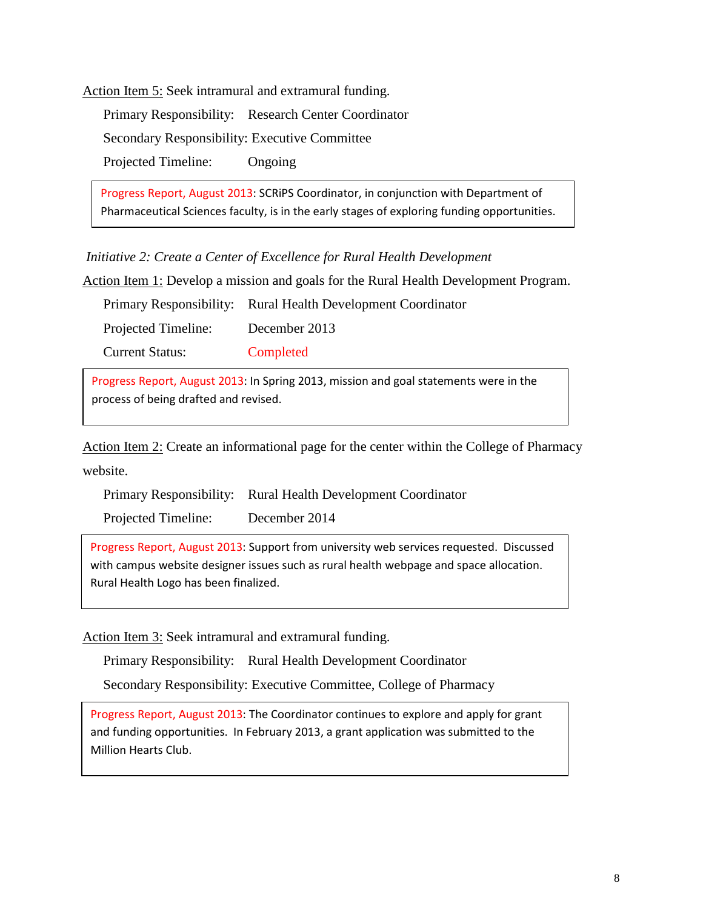Action Item 5: Seek intramural and extramural funding.

Primary Responsibility: Research Center Coordinator

Secondary Responsibility: Executive Committee

Projected Timeline: Ongoing

> Progress Report, August 2013: SCRiPS Coordinator, in conjunction with Department of Pharmaceutical Sciences faculty, is in the early stages of exploring funding opportunities.

*Initiative 2: Create a Center of Excellence for Rural Health Development*

Action Item 1: Develop a mission and goals for the Rural Health Development Program.

Primary Responsibility: Rural Health Development Coordinator

Projected Timeline: December 2013

Current Status: Completed

> Progress Report, August 2013: In Spring 2013, mission and goal statements were in the process of being drafted and revised.

Action Item 2: Create an informational page for the center within the College of Pharmacy website.

Primary Responsibility: Rural Health Development Coordinator

Projected Timeline: December 2014

> Progress Report, August 2013: Support from university web services requested. Discussed with campus website designer issues such as rural health webpage and space allocation. Rural Health Logo has been finalized.

Action Item 3: Seek intramural and extramural funding.

Primary Responsibility: Rural Health Development Coordinator

Secondary Responsibility: Executive Committee, College of Pharmacy

> Progress Report, August 2013: The Coordinator continues to explore and apply for grant and funding opportunities. In February 2013, a grant application was submitted to the Million Hearts Club.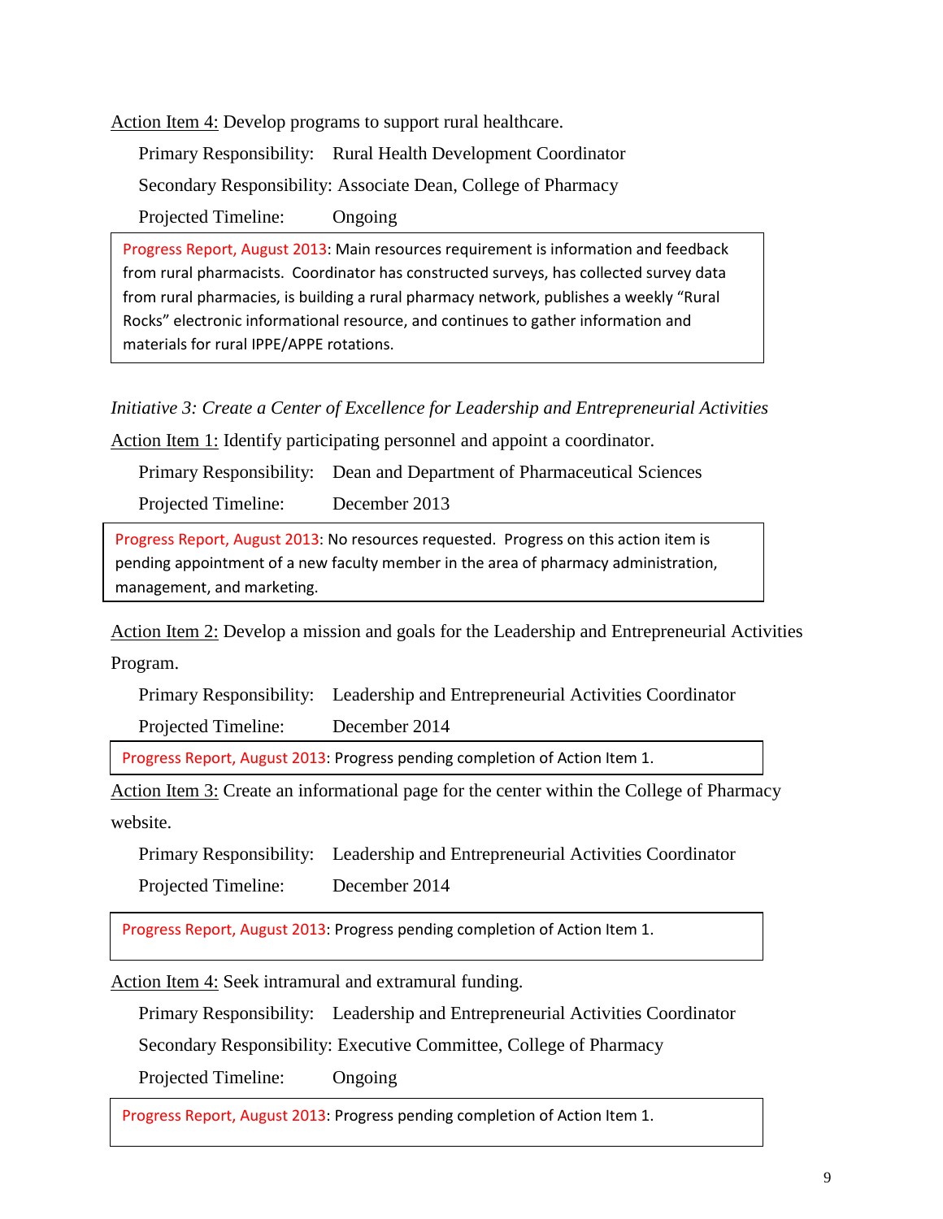<u>Action Item 4:</u> Develop programs to support rural healthcare.

Primary Responsibility: Rural Health Development Coordinator

Secondary Responsibility: Associate Dean, College of Pharmacy

Projected Timeline: Ongoing

> Progress Report, August 2013: Main resources requirement is information and feedback from rural pharmacists. Coordinator has constructed surveys, has collected survey data from rural pharmacies, is building a rural pharmacy network, publishes a weekly "Rural Rocks" electronic informational resource, and continues to gather information and materials for rural IPPE/APPE rotations.

*Initiative 3: Create a Center of Excellence for Leadership and Entrepreneurial Activities*

<u>Action Item 1:</u> Identify participating personnel and appoint a coordinator.

Primary Responsibility: Dean and Department of Pharmaceutical Sciences

Projected Timeline: December 2013

> Progress Report, August 2013: No resources requested. Progress on this action item is pending appointment of a new faculty member in the area of pharmacy administration, management, and marketing.

<u>Action Item 2:</u> Develop a mission and goals for the Leadership and Entrepreneurial Activities Program.

Primary Responsibility: Leadership and Entrepreneurial Activities Coordinator

Projected Timeline: December 2014

> Progress Report, August 2013: Progress pending completion of Action Item 1.

<u>Action Item 3:</u> Create an informational page for the center within the College of Pharmacy website.

Primary Responsibility: Leadership and Entrepreneurial Activities Coordinator

Projected Timeline: December 2014

> Progress Report, August 2013: Progress pending completion of Action Item 1.

<u>Action Item 4:</u> Seek intramural and extramural funding.

Primary Responsibility: Leadership and Entrepreneurial Activities Coordinator

Secondary Responsibility: Executive Committee, College of Pharmacy

Projected Timeline: Ongoing

> Progress Report, August 2013: Progress pending completion of Action Item 1.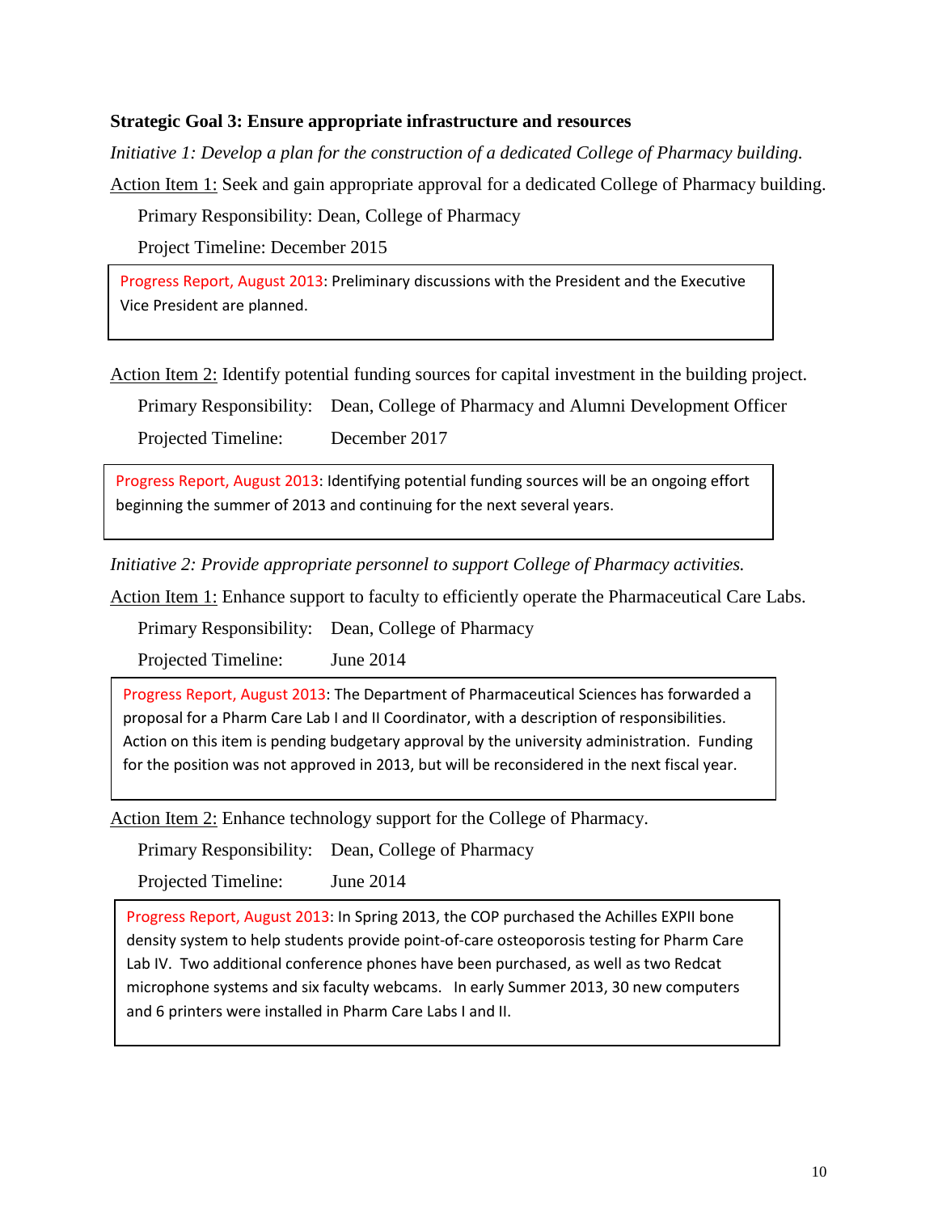**Strategic Goal 3: Ensure appropriate infrastructure and resources**

*Initiative 1: Develop a plan for the construction of a dedicated College of Pharmacy building.*

Action Item 1: Seek and gain appropriate approval for a dedicated College of Pharmacy building.

Primary Responsibility: Dean, College of Pharmacy

Project Timeline: December 2015

> Progress Report, August 2013: Preliminary discussions with the President and the Executive Vice President are planned.

Action Item 2: Identify potential funding sources for capital investment in the building project.

Primary Responsibility: Dean, College of Pharmacy and Alumni Development Officer

Projected Timeline: December 2017

> Progress Report, August 2013: Identifying potential funding sources will be an ongoing effort beginning the summer of 2013 and continuing for the next several years.

*Initiative 2: Provide appropriate personnel to support College of Pharmacy activities.*

Action Item 1: Enhance support to faculty to efficiently operate the Pharmaceutical Care Labs.

Primary Responsibility: Dean, College of Pharmacy

Projected Timeline: June 2014

> Progress Report, August 2013: The Department of Pharmaceutical Sciences has forwarded a proposal for a Pharm Care Lab I and II Coordinator, with a description of responsibilities. Action on this item is pending budgetary approval by the university administration. Funding for the position was not approved in 2013, but will be reconsidered in the next fiscal year.

Action Item 2: Enhance technology support for the College of Pharmacy.

Primary Responsibility: Dean, College of Pharmacy

Projected Timeline: June 2014

> Progress Report, August 2013: In Spring 2013, the COP purchased the Achilles EXPII bone density system to help students provide point-of-care osteoporosis testing for Pharm Care Lab IV. Two additional conference phones have been purchased, as well as two Redcat microphone systems and six faculty webcams. In early Summer 2013, 30 new computers and 6 printers were installed in Pharm Care Labs I and II.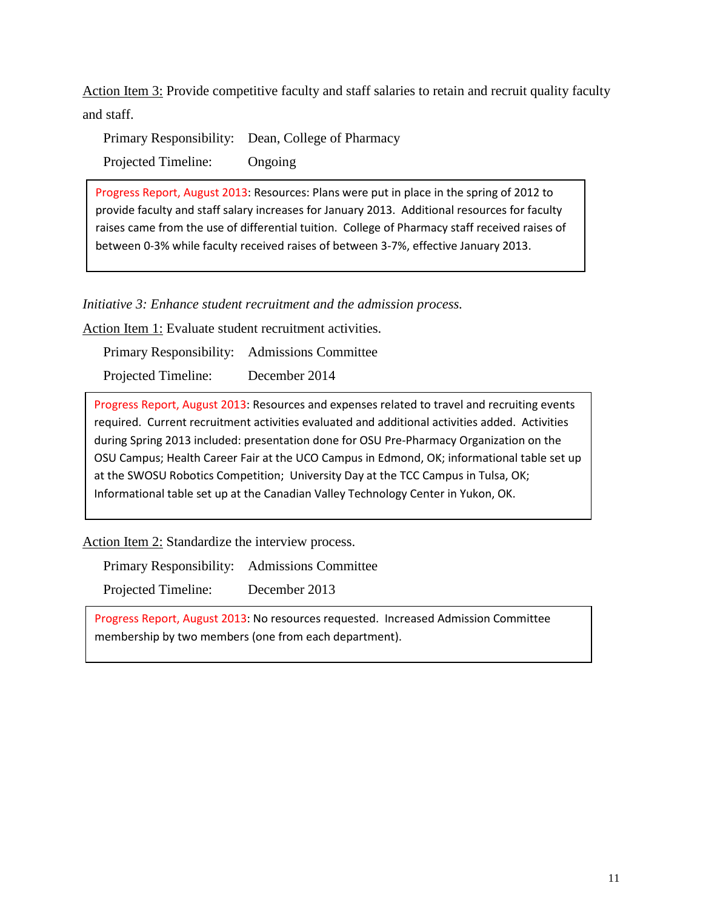Action Item 3: Provide competitive faculty and staff salaries to retain and recruit quality faculty and staff.

Primary Responsibility: Dean, College of Pharmacy

Projected Timeline: Ongoing

> Progress Report, August 2013: Resources: Plans were put in place in the spring of 2012 to provide faculty and staff salary increases for January 2013. Additional resources for faculty raises came from the use of differential tuition. College of Pharmacy staff received raises of between 0-3% while faculty received raises of between 3-7%, effective January 2013.

*Initiative 3: Enhance student recruitment and the admission process.*

Action Item 1: Evaluate student recruitment activities.

Primary Responsibility: Admissions Committee

Projected Timeline: December 2014

> Progress Report, August 2013: Resources and expenses related to travel and recruiting events required. Current recruitment activities evaluated and additional activities added. Activities during Spring 2013 included: presentation done for OSU Pre-Pharmacy Organization on the OSU Campus; Health Career Fair at the UCO Campus in Edmond, OK; informational table set up at the SWOSU Robotics Competition; University Day at the TCC Campus in Tulsa, OK; Informational table set up at the Canadian Valley Technology Center in Yukon, OK.

Action Item 2: Standardize the interview process.

Primary Responsibility: Admissions Committee

Projected Timeline: December 2013

> Progress Report, August 2013: No resources requested. Increased Admission Committee membership by two members (one from each department).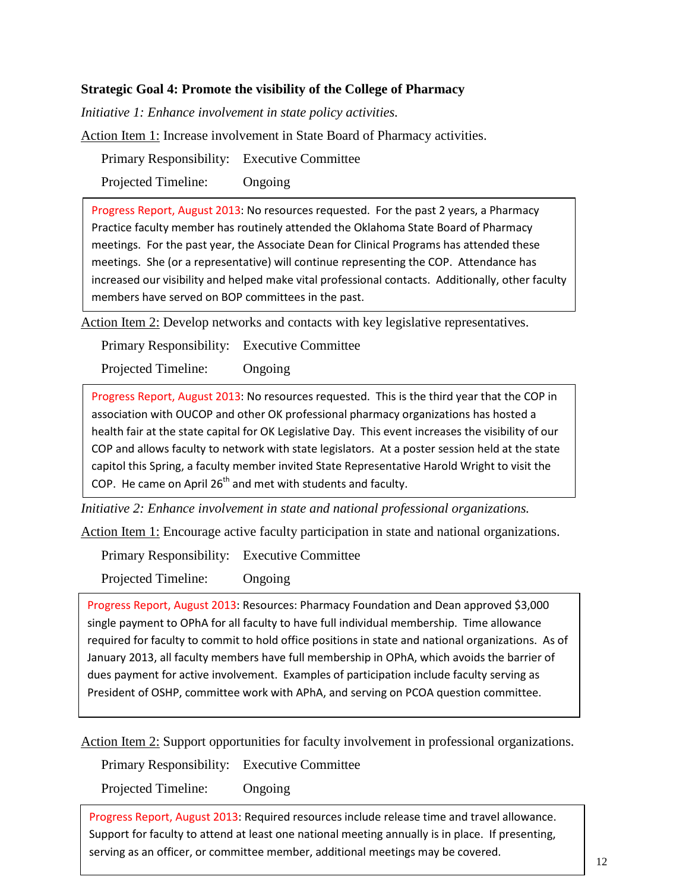**Strategic Goal 4: Promote the visibility of the College of Pharmacy**

*Initiative 1: Enhance involvement in state policy activities.*

Action Item 1: Increase involvement in State Board of Pharmacy activities.

Primary Responsibility: Executive Committee

Projected Timeline: Ongoing

> Progress Report, August 2013: No resources requested. For the past 2 years, a Pharmacy Practice faculty member has routinely attended the Oklahoma State Board of Pharmacy meetings. For the past year, the Associate Dean for Clinical Programs has attended these meetings. She (or a representative) will continue representing the COP. Attendance has increased our visibility and helped make vital professional contacts. Additionally, other faculty members have served on BOP committees in the past.

Action Item 2: Develop networks and contacts with key legislative representatives.

Primary Responsibility: Executive Committee

Projected Timeline: Ongoing

> Progress Report, August 2013: No resources requested. This is the third year that the COP in association with OUCOP and other OK professional pharmacy organizations has hosted a health fair at the state capital for OK Legislative Day. This event increases the visibility of our COP and allows faculty to network with state legislators. At a poster session held at the state capitol this Spring, a faculty member invited State Representative Harold Wright to visit the COP. He came on April 26th and met with students and faculty.

*Initiative 2: Enhance involvement in state and national professional organizations.*

Action Item 1: Encourage active faculty participation in state and national organizations.

Primary Responsibility: Executive Committee

Projected Timeline: Ongoing

> Progress Report, August 2013: Resources: Pharmacy Foundation and Dean approved $3,000 single payment to OPhA for all faculty to have full individual membership. Time allowance required for faculty to commit to hold office positions in state and national organizations. As of January 2013, all faculty members have full membership in OPhA, which avoids the barrier of dues payment for active involvement. Examples of participation include faculty serving as President of OSHP, committee work with APhA, and serving on PCOA question committee.

Action Item 2: Support opportunities for faculty involvement in professional organizations.

Primary Responsibility: Executive Committee

Projected Timeline: Ongoing

> Progress Report, August 2013: Required resources include release time and travel allowance. Support for faculty to attend at least one national meeting annually is in place. If presenting, serving as an officer, or committee member, additional meetings may be covered.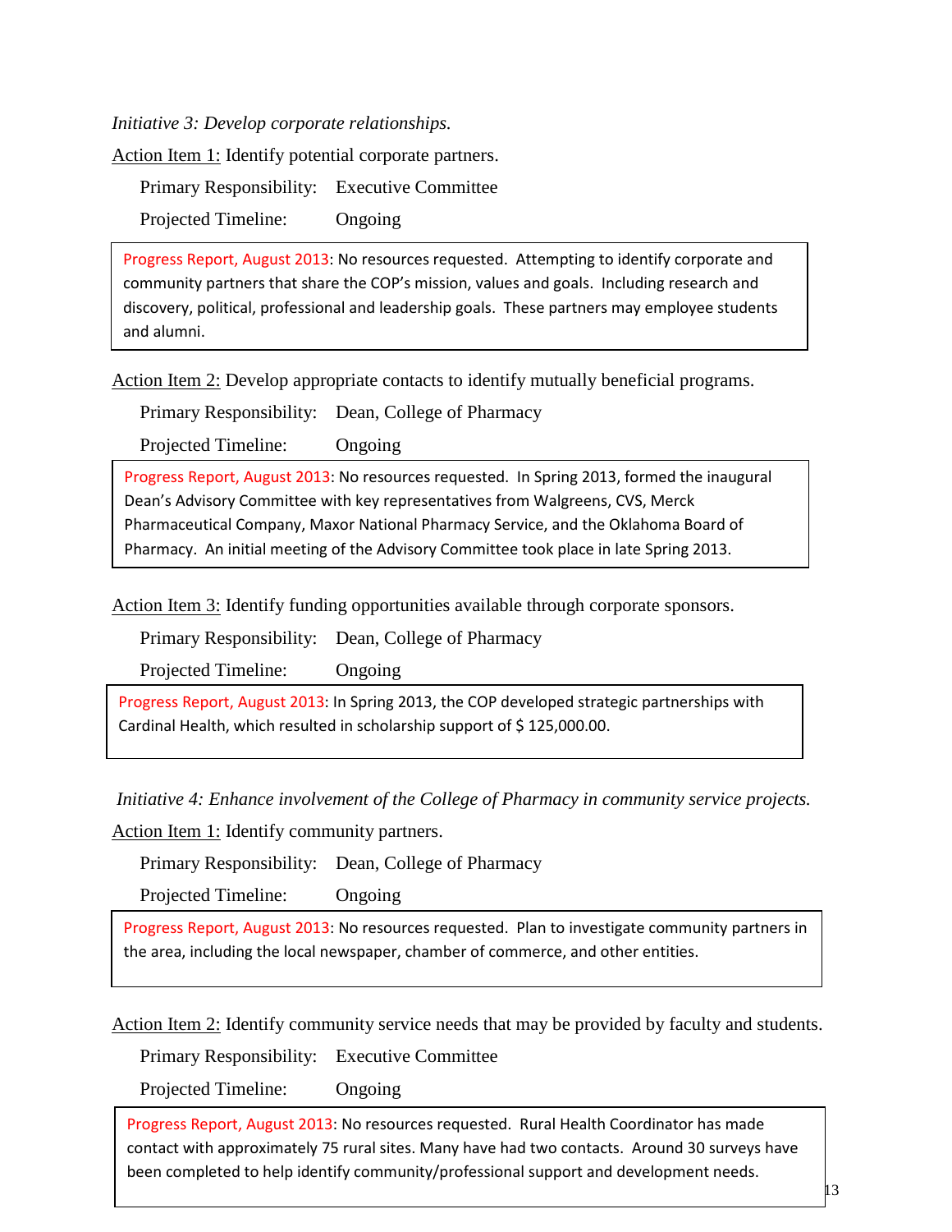*Initiative 3: Develop corporate relationships.*

Action Item 1: Identify potential corporate partners.

Primary Responsibility: Executive Committee

Projected Timeline: Ongoing

> Progress Report, August 2013: No resources requested. Attempting to identify corporate and community partners that share the COP's mission, values and goals. Including research and discovery, political, professional and leadership goals. These partners may employee students and alumni.

Action Item 2: Develop appropriate contacts to identify mutually beneficial programs.

Primary Responsibility: Dean, College of Pharmacy

Projected Timeline: Ongoing

> Progress Report, August 2013: No resources requested. In Spring 2013, formed the inaugural Dean's Advisory Committee with key representatives from Walgreens, CVS, Merck Pharmaceutical Company, Maxor National Pharmacy Service, and the Oklahoma Board of Pharmacy. An initial meeting of the Advisory Committee took place in late Spring 2013.

Action Item 3: Identify funding opportunities available through corporate sponsors.

Primary Responsibility: Dean, College of Pharmacy

Projected Timeline: Ongoing

> Progress Report, August 2013: In Spring 2013, the COP developed strategic partnerships with Cardinal Health, which resulted in scholarship support of $ 125,000.00.

*Initiative 4: Enhance involvement of the College of Pharmacy in community service projects.*

Action Item 1: Identify community partners.

Primary Responsibility: Dean, College of Pharmacy

Projected Timeline: Ongoing

> Progress Report, August 2013: No resources requested. Plan to investigate community partners in the area, including the local newspaper, chamber of commerce, and other entities.

Action Item 2: Identify community service needs that may be provided by faculty and students.

Primary Responsibility: Executive Committee

Projected Timeline: Ongoing

> Progress Report, August 2013: No resources requested. Rural Health Coordinator has made contact with approximately 75 rural sites. Many have had two contacts. Around 30 surveys have been completed to help identify community/professional support and development needs.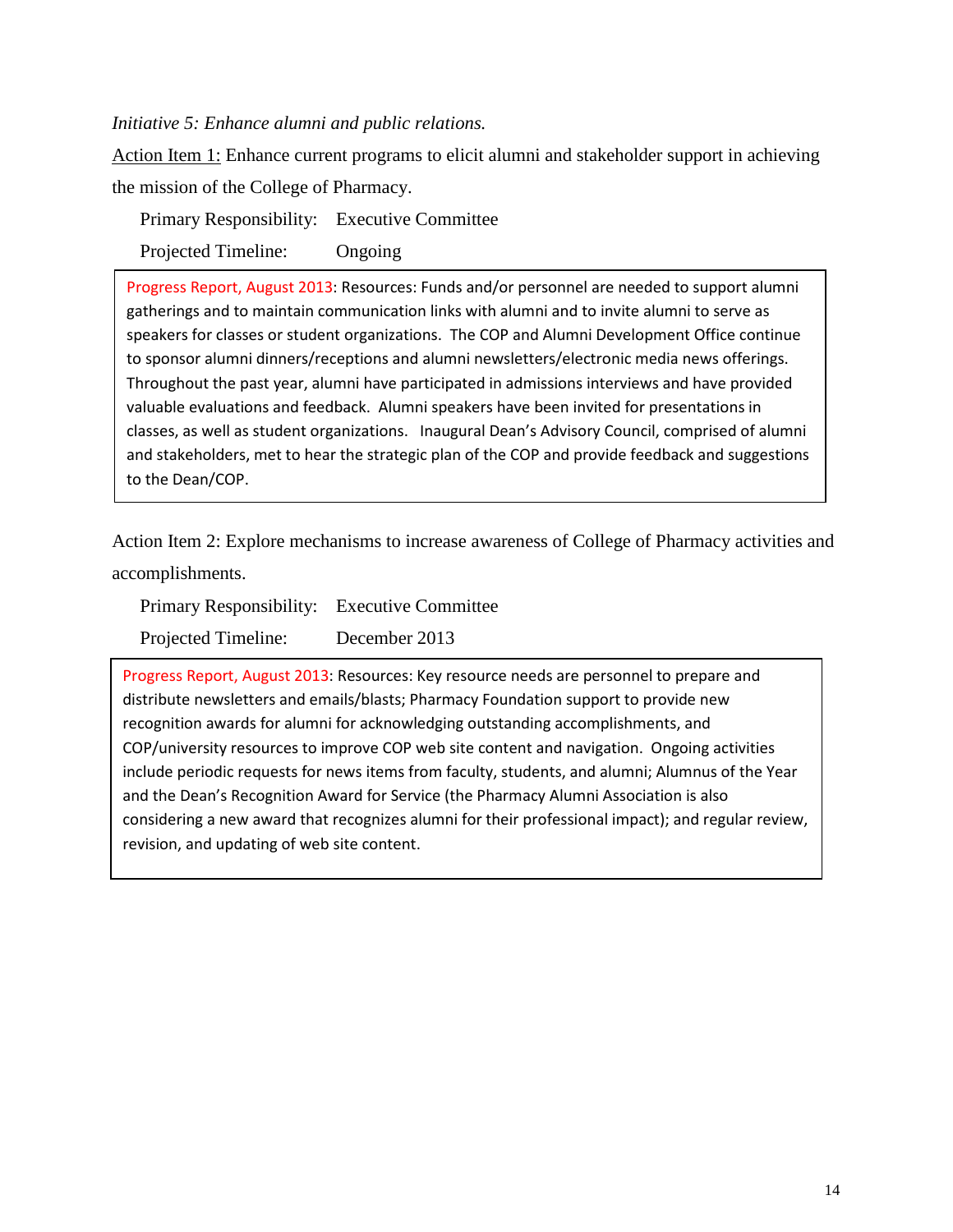*Initiative 5: Enhance alumni and public relations.*

Action Item 1: Enhance current programs to elicit alumni and stakeholder support in achieving the mission of the College of Pharmacy.

Primary Responsibility: Executive Committee

Projected Timeline: Ongoing

> Progress Report, August 2013: Resources: Funds and/or personnel are needed to support alumni gatherings and to maintain communication links with alumni and to invite alumni to serve as speakers for classes or student organizations. The COP and Alumni Development Office continue to sponsor alumni dinners/receptions and alumni newsletters/electronic media news offerings. Throughout the past year, alumni have participated in admissions interviews and have provided valuable evaluations and feedback. Alumni speakers have been invited for presentations in classes, as well as student organizations. Inaugural Dean's Advisory Council, comprised of alumni and stakeholders, met to hear the strategic plan of the COP and provide feedback and suggestions to the Dean/COP.

Action Item 2: Explore mechanisms to increase awareness of College of Pharmacy activities and accomplishments.

Primary Responsibility: Executive Committee

Projected Timeline: December 2013

> Progress Report, August 2013: Resources: Key resource needs are personnel to prepare and distribute newsletters and emails/blasts; Pharmacy Foundation support to provide new recognition awards for alumni for acknowledging outstanding accomplishments, and COP/university resources to improve COP web site content and navigation. Ongoing activities include periodic requests for news items from faculty, students, and alumni; Alumnus of the Year and the Dean's Recognition Award for Service (the Pharmacy Alumni Association is also considering a new award that recognizes alumni for their professional impact); and regular review, revision, and updating of web site content.